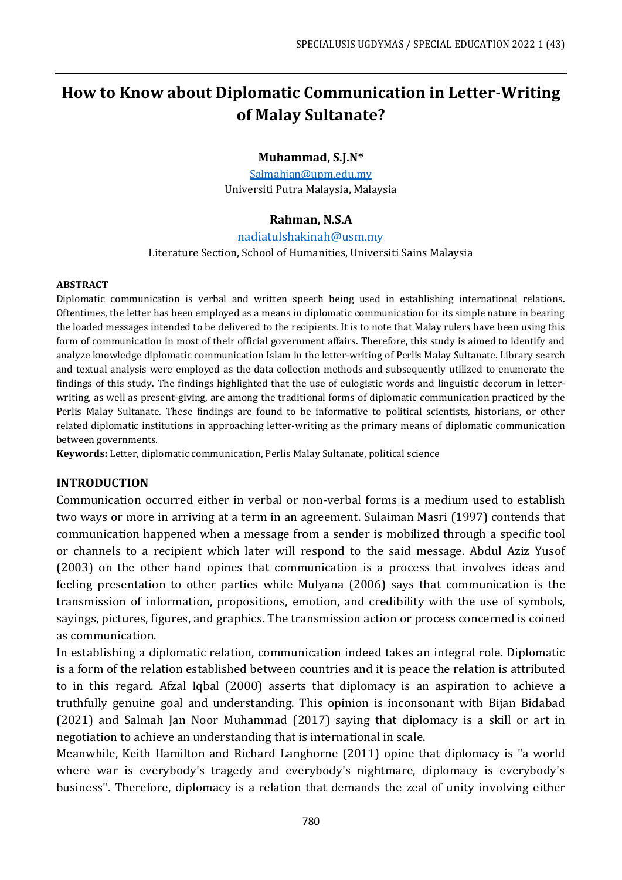# How to Know about Diplomatic Communication in Letter-Writing of Malay Sultanate?

**Muhammad, S.J.N***

Salmahjan@upm.edu.my

Universiti Putra Malaysia, Malaysia

**Rahman, N.S.A**

nadiatulshakinah@usm.my

Literature Section, School of Humanities, Universiti Sains Malaysia

**ABSTRACT**

Diplomatic communication is verbal and written speech being used in establishing international relations. Oftentimes, the letter has been employed as a means in diplomatic communication for its simple nature in bearing the loaded messages intended to be delivered to the recipients. It is to note that Malay rulers have been using this form of communication in most of their official government affairs. Therefore, this study is aimed to identify and analyze knowledge diplomatic communication Islam in the letter-writing of Perlis Malay Sultanate. Library search and textual analysis were employed as the data collection methods and subsequently utilized to enumerate the findings of this study. The findings highlighted that the use of eulogistic words and linguistic decorum in letter-writing, as well as present-giving, are among the traditional forms of diplomatic communication practiced by the Perlis Malay Sultanate. These findings are found to be informative to political scientists, historians, or other related diplomatic institutions in approaching letter-writing as the primary means of diplomatic communication between governments.

**Keywords:** Letter, diplomatic communication, Perlis Malay Sultanate, political science

## INTRODUCTION

Communication occurred either in verbal or non-verbal forms is a medium used to establish two ways or more in arriving at a term in an agreement. Sulaiman Masri (1997) contends that communication happened when a message from a sender is mobilized through a specific tool or channels to a recipient which later will respond to the said message. Abdul Aziz Yusof (2003) on the other hand opines that communication is a process that involves ideas and feeling presentation to other parties while Mulyana (2006) says that communication is the transmission of information, propositions, emotion, and credibility with the use of symbols, sayings, pictures, figures, and graphics. The transmission action or process concerned is coined as communication.

In establishing a diplomatic relation, communication indeed takes an integral role. Diplomatic is a form of the relation established between countries and it is peace the relation is attributed to in this regard. Afzal Iqbal (2000) asserts that diplomacy is an aspiration to achieve a truthfully genuine goal and understanding. This opinion is inconsonant with Bijan Bidabad (2021) and Salmah Jan Noor Muhammad (2017) saying that diplomacy is a skill or art in negotiation to achieve an understanding that is international in scale.

Meanwhile, Keith Hamilton and Richard Langhorne (2011) opine that diplomacy is "a world where war is everybody's tragedy and everybody's nightmare, diplomacy is everybody's business". Therefore, diplomacy is a relation that demands the zeal of unity involving either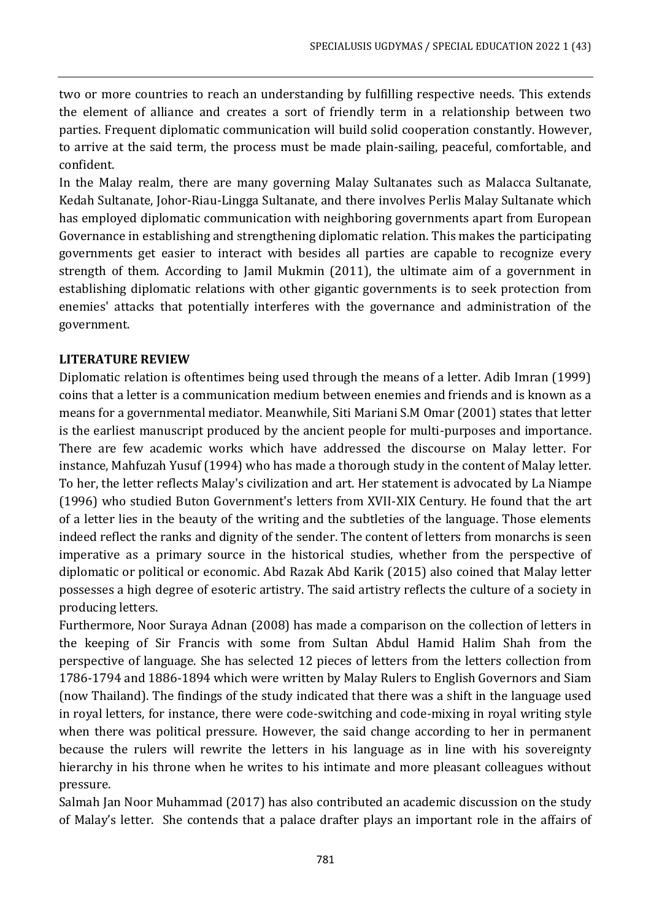two or more countries to reach an understanding by fulfilling respective needs. This extends the element of alliance and creates a sort of friendly term in a relationship between two parties. Frequent diplomatic communication will build solid cooperation constantly. However, to arrive at the said term, the process must be made plain-sailing, peaceful, comfortable, and confident.

In the Malay realm, there are many governing Malay Sultanates such as Malacca Sultanate, Kedah Sultanate, Johor-Riau-Lingga Sultanate, and there involves Perlis Malay Sultanate which has employed diplomatic communication with neighboring governments apart from European Governance in establishing and strengthening diplomatic relation. This makes the participating governments get easier to interact with besides all parties are capable to recognize every strength of them. According to Jamil Mukmin (2011), the ultimate aim of a government in establishing diplomatic relations with other gigantic governments is to seek protection from enemies' attacks that potentially interferes with the governance and administration of the government.

## LITERATURE REVIEW

Diplomatic relation is oftentimes being used through the means of a letter. Adib Imran (1999) coins that a letter is a communication medium between enemies and friends and is known as a means for a governmental mediator. Meanwhile, Siti Mariani S.M Omar (2001) states that letter is the earliest manuscript produced by the ancient people for multi-purposes and importance. There are few academic works which have addressed the discourse on Malay letter. For instance, Mahfuzah Yusuf (1994) who has made a thorough study in the content of Malay letter. To her, the letter reflects Malay's civilization and art. Her statement is advocated by La Niampe (1996) who studied Buton Government's letters from XVII-XIX Century. He found that the art of a letter lies in the beauty of the writing and the subtleties of the language. Those elements indeed reflect the ranks and dignity of the sender. The content of letters from monarchs is seen imperative as a primary source in the historical studies, whether from the perspective of diplomatic or political or economic. Abd Razak Abd Karik (2015) also coined that Malay letter possesses a high degree of esoteric artistry. The said artistry reflects the culture of a society in producing letters.

Furthermore, Noor Suraya Adnan (2008) has made a comparison on the collection of letters in the keeping of Sir Francis with some from Sultan Abdul Hamid Halim Shah from the perspective of language. She has selected 12 pieces of letters from the letters collection from 1786-1794 and 1886-1894 which were written by Malay Rulers to English Governors and Siam (now Thailand). The findings of the study indicated that there was a shift in the language used in royal letters, for instance, there were code-switching and code-mixing in royal writing style when there was political pressure. However, the said change according to her in permanent because the rulers will rewrite the letters in his language as in line with his sovereignty hierarchy in his throne when he writes to his intimate and more pleasant colleagues without pressure.

Salmah Jan Noor Muhammad (2017) has also contributed an academic discussion on the study of Malay's letter. She contends that a palace drafter plays an important role in the affairs of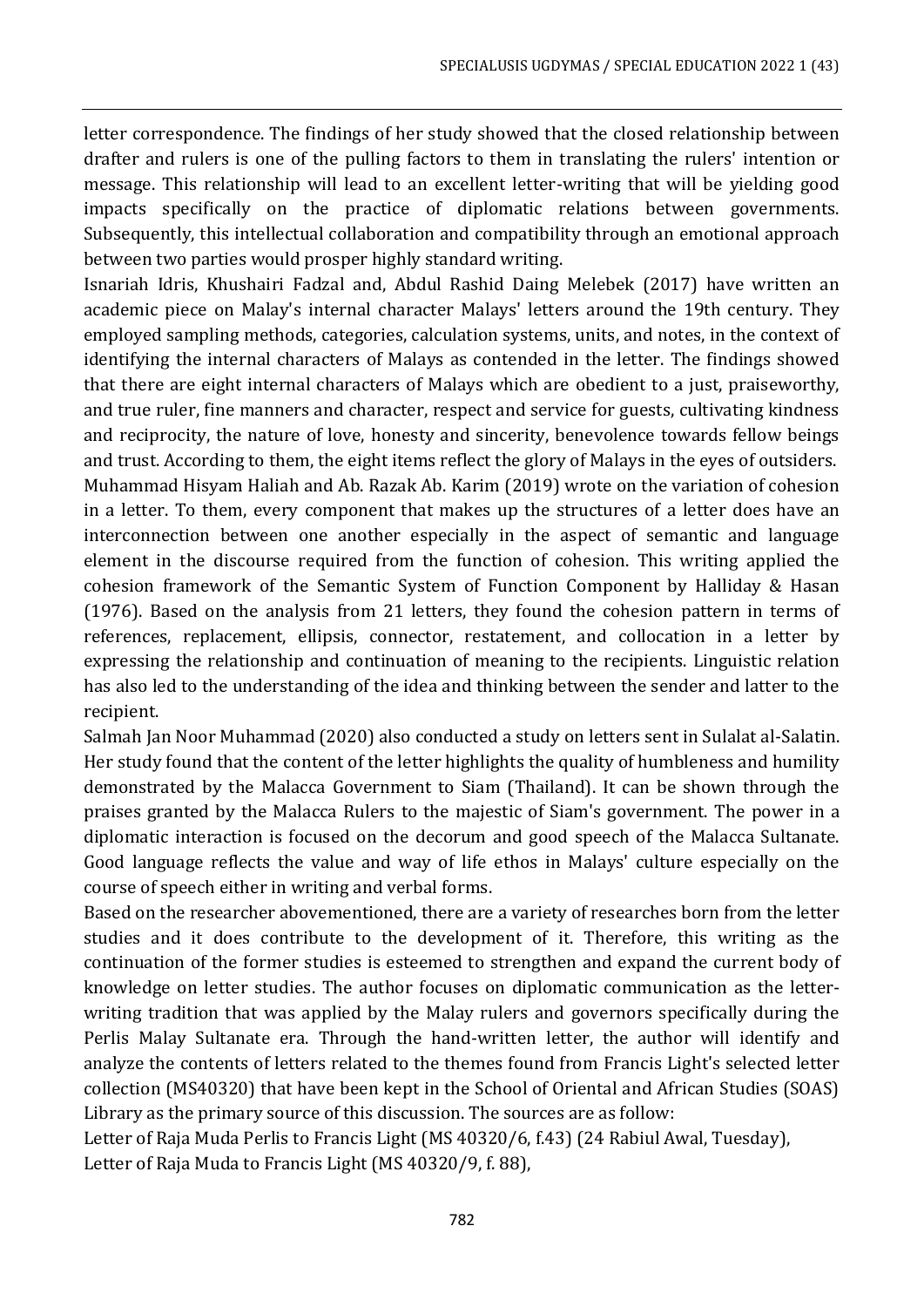letter correspondence. The findings of her study showed that the closed relationship between drafter and rulers is one of the pulling factors to them in translating the rulers' intention or message. This relationship will lead to an excellent letter-writing that will be yielding good impacts specifically on the practice of diplomatic relations between governments. Subsequently, this intellectual collaboration and compatibility through an emotional approach between two parties would prosper highly standard writing.

Isnariah Idris, Khushairi Fadzal and, Abdul Rashid Daing Melebek (2017) have written an academic piece on Malay's internal character Malays' letters around the 19th century. They employed sampling methods, categories, calculation systems, units, and notes, in the context of identifying the internal characters of Malays as contended in the letter. The findings showed that there are eight internal characters of Malays which are obedient to a just, praiseworthy, and true ruler, fine manners and character, respect and service for guests, cultivating kindness and reciprocity, the nature of love, honesty and sincerity, benevolence towards fellow beings and trust. According to them, the eight items reflect the glory of Malays in the eyes of outsiders.

Muhammad Hisyam Haliah and Ab. Razak Ab. Karim (2019) wrote on the variation of cohesion in a letter. To them, every component that makes up the structures of a letter does have an interconnection between one another especially in the aspect of semantic and language element in the discourse required from the function of cohesion. This writing applied the cohesion framework of the Semantic System of Function Component by Halliday & Hasan (1976). Based on the analysis from 21 letters, they found the cohesion pattern in terms of references, replacement, ellipsis, connector, restatement, and collocation in a letter by expressing the relationship and continuation of meaning to the recipients. Linguistic relation has also led to the understanding of the idea and thinking between the sender and latter to the recipient.

Salmah Jan Noor Muhammad (2020) also conducted a study on letters sent in Sulalat al-Salatin. Her study found that the content of the letter highlights the quality of humbleness and humility demonstrated by the Malacca Government to Siam (Thailand). It can be shown through the praises granted by the Malacca Rulers to the majestic of Siam's government. The power in a diplomatic interaction is focused on the decorum and good speech of the Malacca Sultanate. Good language reflects the value and way of life ethos in Malays' culture especially on the course of speech either in writing and verbal forms.

Based on the researcher abovementioned, there are a variety of researches born from the letter studies and it does contribute to the development of it. Therefore, this writing as the continuation of the former studies is esteemed to strengthen and expand the current body of knowledge on letter studies. The author focuses on diplomatic communication as the letter-writing tradition that was applied by the Malay rulers and governors specifically during the Perlis Malay Sultanate era. Through the hand-written letter, the author will identify and analyze the contents of letters related to the themes found from Francis Light's selected letter collection (MS40320) that have been kept in the School of Oriental and African Studies (SOAS) Library as the primary source of this discussion. The sources are as follow:

Letter of Raja Muda Perlis to Francis Light (MS 40320/6, f.43) (24 Rabiul Awal, Tuesday),
Letter of Raja Muda to Francis Light (MS 40320/9, f. 88),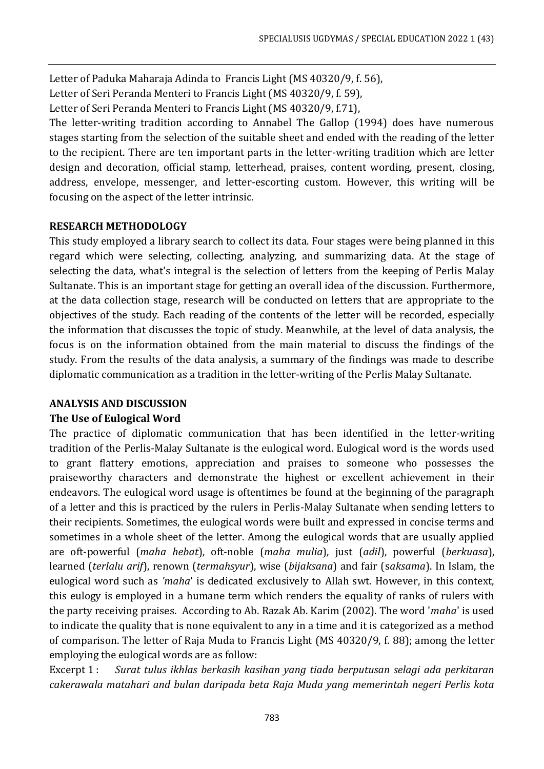Letter of Paduka Maharaja Adinda to Francis Light (MS 40320/9, f. 56),
Letter of Seri Peranda Menteri to Francis Light (MS 40320/9, f. 59),
Letter of Seri Peranda Menteri to Francis Light (MS 40320/9, f.71),
The letter-writing tradition according to Annabel The Gallop (1994) does have numerous stages starting from the selection of the suitable sheet and ended with the reading of the letter to the recipient. There are ten important parts in the letter-writing tradition which are letter design and decoration, official stamp, letterhead, praises, content wording, present, closing, address, envelope, messenger, and letter-escorting custom. However, this writing will be focusing on the aspect of the letter intrinsic.

## RESEARCH METHODOLOGY

This study employed a library search to collect its data. Four stages were being planned in this regard which were selecting, collecting, analyzing, and summarizing data. At the stage of selecting the data, what's integral is the selection of letters from the keeping of Perlis Malay Sultanate. This is an important stage for getting an overall idea of the discussion. Furthermore, at the data collection stage, research will be conducted on letters that are appropriate to the objectives of the study. Each reading of the contents of the letter will be recorded, especially the information that discusses the topic of study. Meanwhile, at the level of data analysis, the focus is on the information obtained from the main material to discuss the findings of the study. From the results of the data analysis, a summary of the findings was made to describe diplomatic communication as a tradition in the letter-writing of the Perlis Malay Sultanate.

## ANALYSIS AND DISCUSSION

### The Use of Eulogical Word

The practice of diplomatic communication that has been identified in the letter-writing tradition of the Perlis-Malay Sultanate is the eulogical word. Eulogical word is the words used to grant flattery emotions, appreciation and praises to someone who possesses the praiseworthy characters and demonstrate the highest or excellent achievement in their endeavors. The eulogical word usage is oftentimes be found at the beginning of the paragraph of a letter and this is practiced by the rulers in Perlis-Malay Sultanate when sending letters to their recipients. Sometimes, the eulogical words were built and expressed in concise terms and sometimes in a whole sheet of the letter. Among the eulogical words that are usually applied are oft-powerful (*maha hebat*), oft-noble (*maha mulia*), just (*adil*), powerful (*berkuasa*), learned (*terlalu arif*), renown (*termahsyur*), wise (*bijaksana*) and fair (s*aksama*). In Islam, the eulogical word such as *'maha'* is dedicated exclusively to Allah swt. However, in this context, this eulogy is employed in a humane term which renders the equality of ranks of rulers with the party receiving praises. According to Ab. Razak Ab. Karim (2002). The word '*maha*' is used to indicate the quality that is none equivalent to any in a time and it is categorized as a method of comparison. The letter of Raja Muda to Francis Light (MS 40320/9, f. 88); among the letter employing the eulogical words are as follow:

Excerpt 1 : *Surat tulus ikhlas berkasih kasihan yang tiada berputusan selagi ada perkitaran cakerawala matahari and bulan daripada beta Raja Muda yang memerintah negeri Perlis kota*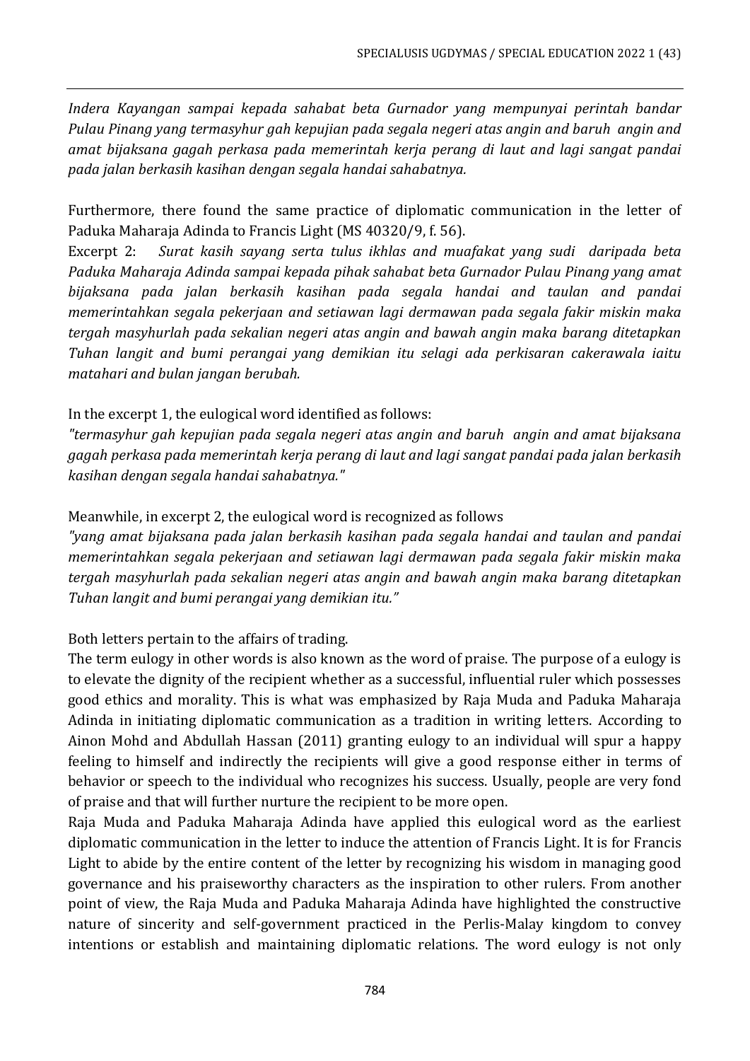*Indera Kayangan sampai kepada sahabat beta Gurnador yang mempunyai perintah bandar Pulau Pinang yang termasyhur gah kepujian pada segala negeri atas angin and baruh angin and amat bijaksana gagah perkasa pada memerintah kerja perang di laut and lagi sangat pandai pada jalan berkasih kasihan dengan segala handai sahabatnya.*

Furthermore, there found the same practice of diplomatic communication in the letter of Paduka Maharaja Adinda to Francis Light (MS 40320/9, f. 56).

Excerpt 2: *Surat kasih sayang serta tulus ikhlas and muafakat yang sudi daripada beta Paduka Maharaja Adinda sampai kepada pihak sahabat beta Gurnador Pulau Pinang yang amat bijaksana pada jalan berkasih kasihan pada segala handai and taulan and pandai memerintahkan segala pekerjaan and setiawan lagi dermawan pada segala fakir miskin maka tergah masyhurlah pada sekalian negeri atas angin and bawah angin maka barang ditetapkan Tuhan langit and bumi perangai yang demikian itu selagi ada perkisaran cakerawala iaitu matahari and bulan jangan berubah.*

In the excerpt 1, the eulogical word identified as follows:

*"termasyhur gah kepujian pada segala negeri atas angin and baruh angin and amat bijaksana gagah perkasa pada memerintah kerja perang di laut and lagi sangat pandai pada jalan berkasih kasihan dengan segala handai sahabatnya."*

Meanwhile, in excerpt 2, the eulogical word is recognized as follows

*"yang amat bijaksana pada jalan berkasih kasihan pada segala handai and taulan and pandai memerintahkan segala pekerjaan and setiawan lagi dermawan pada segala fakir miskin maka tergah masyhurlah pada sekalian negeri atas angin and bawah angin maka barang ditetapkan Tuhan langit and bumi perangai yang demikian itu."*

Both letters pertain to the affairs of trading.

The term eulogy in other words is also known as the word of praise. The purpose of a eulogy is to elevate the dignity of the recipient whether as a successful, influential ruler which possesses good ethics and morality. This is what was emphasized by Raja Muda and Paduka Maharaja Adinda in initiating diplomatic communication as a tradition in writing letters. According to Ainon Mohd and Abdullah Hassan (2011) granting eulogy to an individual will spur a happy feeling to himself and indirectly the recipients will give a good response either in terms of behavior or speech to the individual who recognizes his success. Usually, people are very fond of praise and that will further nurture the recipient to be more open.

Raja Muda and Paduka Maharaja Adinda have applied this eulogical word as the earliest diplomatic communication in the letter to induce the attention of Francis Light. It is for Francis Light to abide by the entire content of the letter by recognizing his wisdom in managing good governance and his praiseworthy characters as the inspiration to other rulers. From another point of view, the Raja Muda and Paduka Maharaja Adinda have highlighted the constructive nature of sincerity and self-government practiced in the Perlis-Malay kingdom to convey intentions or establish and maintaining diplomatic relations. The word eulogy is not only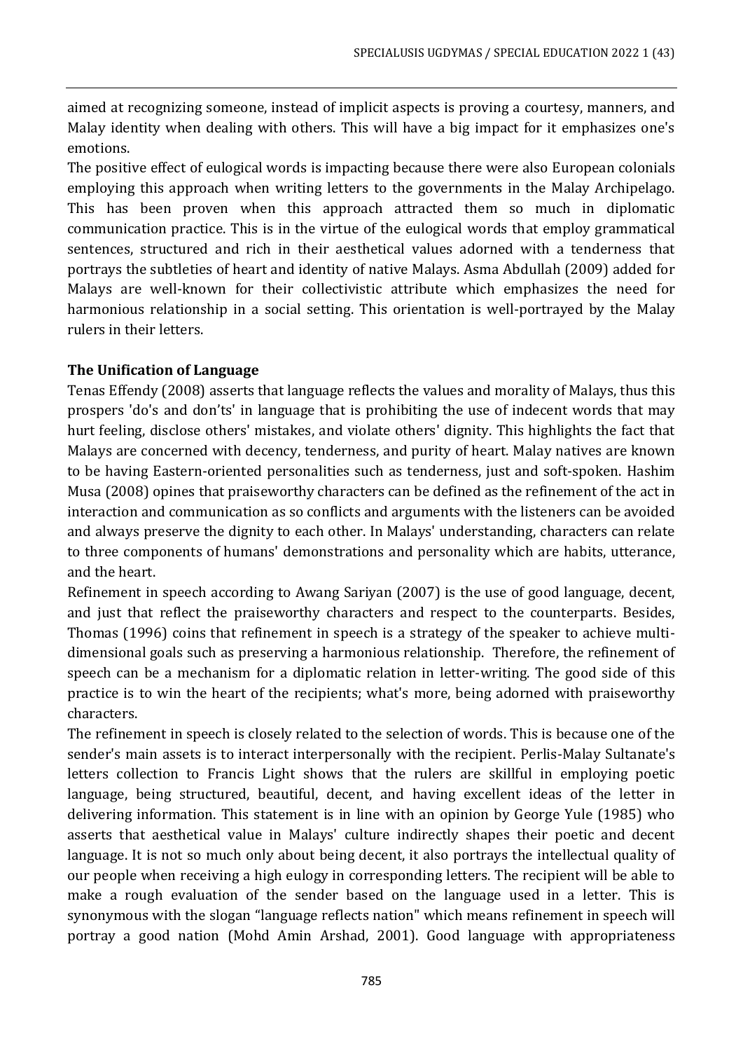aimed at recognizing someone, instead of implicit aspects is proving a courtesy, manners, and Malay identity when dealing with others. This will have a big impact for it emphasizes one's emotions.

The positive effect of eulogical words is impacting because there were also European colonials employing this approach when writing letters to the governments in the Malay Archipelago. This has been proven when this approach attracted them so much in diplomatic communication practice. This is in the virtue of the eulogical words that employ grammatical sentences, structured and rich in their aesthetical values adorned with a tenderness that portrays the subtleties of heart and identity of native Malays. Asma Abdullah (2009) added for Malays are well-known for their collectivistic attribute which emphasizes the need for harmonious relationship in a social setting. This orientation is well-portrayed by the Malay rulers in their letters.

**The Unification of Language**

Tenas Effendy (2008) asserts that language reflects the values and morality of Malays, thus this prospers 'do's and don'ts' in language that is prohibiting the use of indecent words that may hurt feeling, disclose others' mistakes, and violate others' dignity. This highlights the fact that Malays are concerned with decency, tenderness, and purity of heart. Malay natives are known to be having Eastern-oriented personalities such as tenderness, just and soft-spoken. Hashim Musa (2008) opines that praiseworthy characters can be defined as the refinement of the act in interaction and communication as so conflicts and arguments with the listeners can be avoided and always preserve the dignity to each other. In Malays' understanding, characters can relate to three components of humans' demonstrations and personality which are habits, utterance, and the heart.

Refinement in speech according to Awang Sariyan (2007) is the use of good language, decent, and just that reflect the praiseworthy characters and respect to the counterparts. Besides, Thomas (1996) coins that refinement in speech is a strategy of the speaker to achieve multi-dimensional goals such as preserving a harmonious relationship. Therefore, the refinement of speech can be a mechanism for a diplomatic relation in letter-writing. The good side of this practice is to win the heart of the recipients; what's more, being adorned with praiseworthy characters.

The refinement in speech is closely related to the selection of words. This is because one of the sender's main assets is to interact interpersonally with the recipient. Perlis-Malay Sultanate's letters collection to Francis Light shows that the rulers are skillful in employing poetic language, being structured, beautiful, decent, and having excellent ideas of the letter in delivering information. This statement is in line with an opinion by George Yule (1985) who asserts that aesthetical value in Malays' culture indirectly shapes their poetic and decent language. It is not so much only about being decent, it also portrays the intellectual quality of our people when receiving a high eulogy in corresponding letters. The recipient will be able to make a rough evaluation of the sender based on the language used in a letter. This is synonymous with the slogan "language reflects nation" which means refinement in speech will portray a good nation (Mohd Amin Arshad, 2001). Good language with appropriateness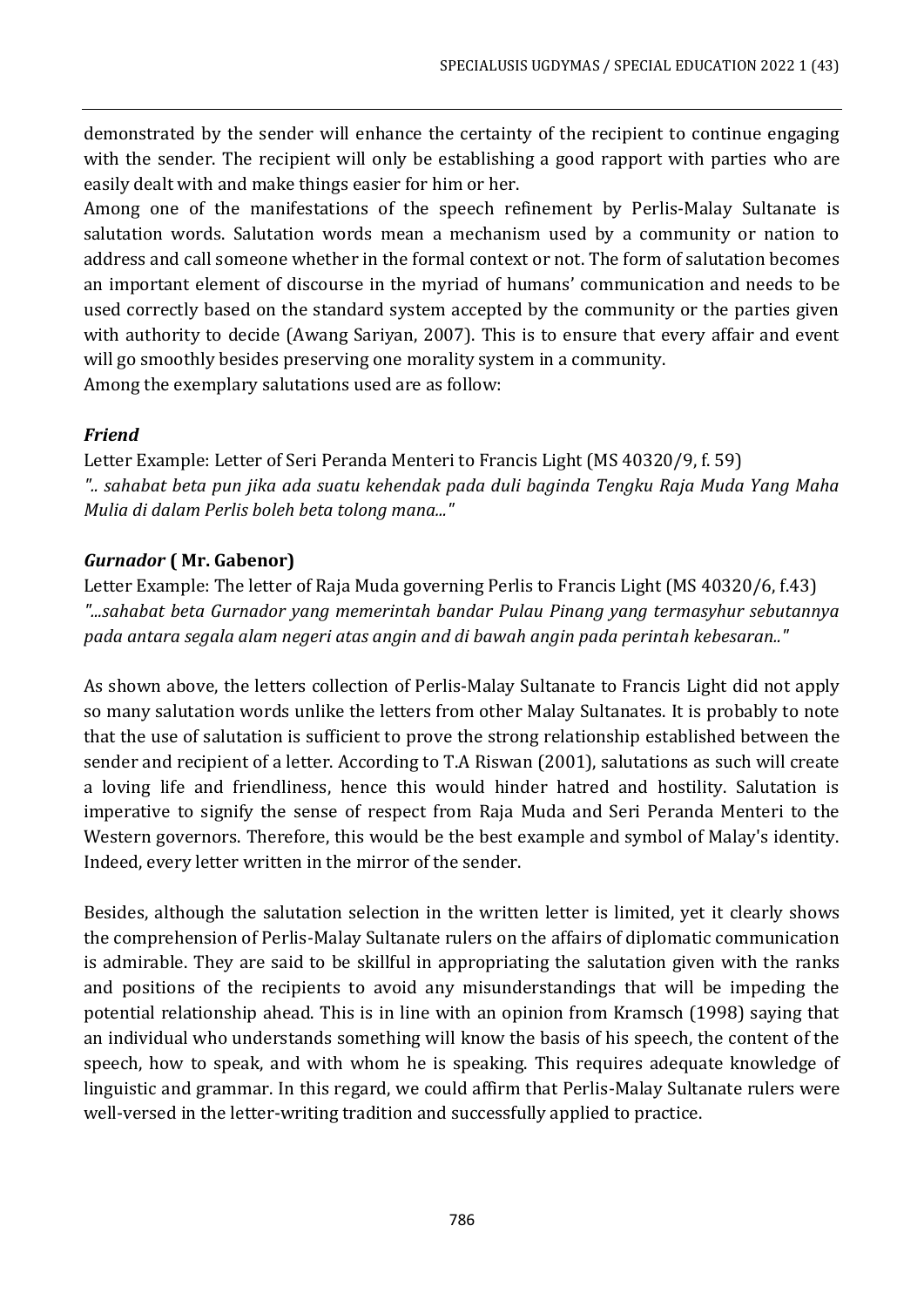demonstrated by the sender will enhance the certainty of the recipient to continue engaging with the sender. The recipient will only be establishing a good rapport with parties who are easily dealt with and make things easier for him or her.

Among one of the manifestations of the speech refinement by Perlis-Malay Sultanate is salutation words. Salutation words mean a mechanism used by a community or nation to address and call someone whether in the formal context or not. The form of salutation becomes an important element of discourse in the myriad of humans' communication and needs to be used correctly based on the standard system accepted by the community or the parties given with authority to decide (Awang Sariyan, 2007). This is to ensure that every affair and event will go smoothly besides preserving one morality system in a community.

Among the exemplary salutations used are as follow:

***Friend***

Letter Example: Letter of Seri Peranda Menteri to Francis Light (MS 40320/9, f. 59)

*".. sahabat beta pun jika ada suatu kehendak pada duli baginda Tengku Raja Muda Yang Maha Mulia di dalam Perlis boleh beta tolong mana..."*

***Gurnador* ( Mr. Gabenor)**

Letter Example: The letter of Raja Muda governing Perlis to Francis Light (MS 40320/6, f.43)

*"...sahabat beta Gurnador yang memerintah bandar Pulau Pinang yang termasyhur sebutannya pada antara segala alam negeri atas angin and di bawah angin pada perintah kebesaran.."*

As shown above, the letters collection of Perlis-Malay Sultanate to Francis Light did not apply so many salutation words unlike the letters from other Malay Sultanates. It is probably to note that the use of salutation is sufficient to prove the strong relationship established between the sender and recipient of a letter. According to T.A Riswan (2001), salutations as such will create a loving life and friendliness, hence this would hinder hatred and hostility. Salutation is imperative to signify the sense of respect from Raja Muda and Seri Peranda Menteri to the Western governors. Therefore, this would be the best example and symbol of Malay's identity. Indeed, every letter written in the mirror of the sender.

Besides, although the salutation selection in the written letter is limited, yet it clearly shows the comprehension of Perlis-Malay Sultanate rulers on the affairs of diplomatic communication is admirable. They are said to be skillful in appropriating the salutation given with the ranks and positions of the recipients to avoid any misunderstandings that will be impeding the potential relationship ahead. This is in line with an opinion from Kramsch (1998) saying that an individual who understands something will know the basis of his speech, the content of the speech, how to speak, and with whom he is speaking. This requires adequate knowledge of linguistic and grammar. In this regard, we could affirm that Perlis-Malay Sultanate rulers were well-versed in the letter-writing tradition and successfully applied to practice.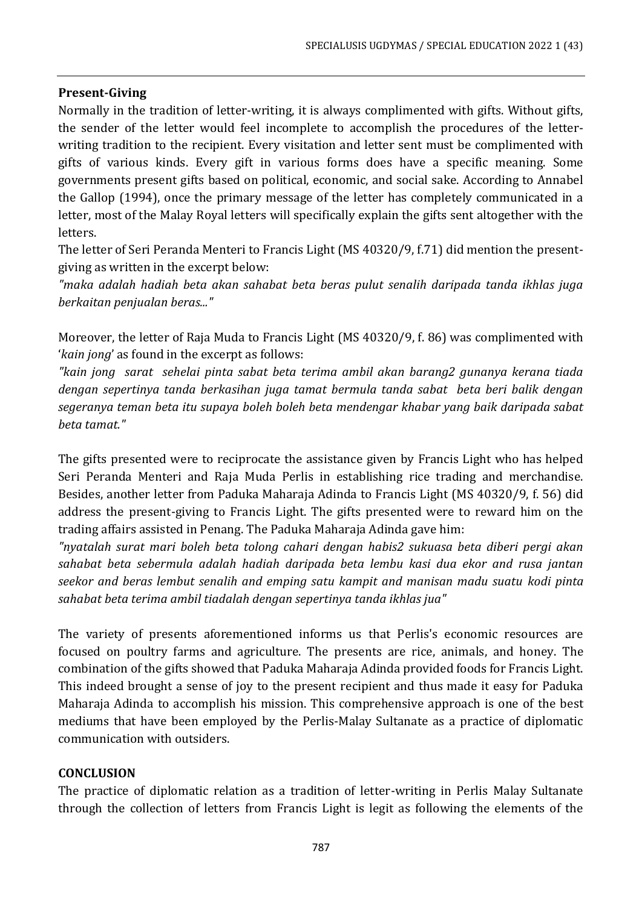## Present-Giving

Normally in the tradition of letter-writing, it is always complimented with gifts. Without gifts, the sender of the letter would feel incomplete to accomplish the procedures of the letter-writing tradition to the recipient. Every visitation and letter sent must be complimented with gifts of various kinds. Every gift in various forms does have a specific meaning. Some governments present gifts based on political, economic, and social sake. According to Annabel the Gallop (1994), once the primary message of the letter has completely communicated in a letter, most of the Malay Royal letters will specifically explain the gifts sent altogether with the letters.

The letter of Seri Peranda Menteri to Francis Light (MS 40320/9, f.71) did mention the present-giving as written in the excerpt below:

*"maka adalah hadiah beta akan sahabat beta beras pulut senalih daripada tanda ikhlas juga berkaitan penjualan beras..."*

Moreover, the letter of Raja Muda to Francis Light (MS 40320/9, f. 86) was complimented with '*kain jong*' as found in the excerpt as follows:

*"kain jong sarat sehelai pinta sabat beta terima ambil akan barang2 gunanya kerana tiada dengan sepertinya tanda berkasihan juga tamat bermula tanda sabat beta beri balik dengan segeranya teman beta itu supaya boleh boleh beta mendengar khabar yang baik daripada sabat beta tamat."*

The gifts presented were to reciprocate the assistance given by Francis Light who has helped Seri Peranda Menteri and Raja Muda Perlis in establishing rice trading and merchandise. Besides, another letter from Paduka Maharaja Adinda to Francis Light (MS 40320/9, f. 56) did address the present-giving to Francis Light. The gifts presented were to reward him on the trading affairs assisted in Penang. The Paduka Maharaja Adinda gave him:

*"nyatalah surat mari boleh beta tolong cahari dengan habis2 sukuasa beta diberi pergi akan sahabat beta sebermula adalah hadiah daripada beta lembu kasi dua ekor and rusa jantan seekor and beras lembut senalih and emping satu kampit and manisan madu suatu kodi pinta sahabat beta terima ambil tiadalah dengan sepertinya tanda ikhlas jua"*

The variety of presents aforementioned informs us that Perlis's economic resources are focused on poultry farms and agriculture. The presents are rice, animals, and honey. The combination of the gifts showed that Paduka Maharaja Adinda provided foods for Francis Light. This indeed brought a sense of joy to the present recipient and thus made it easy for Paduka Maharaja Adinda to accomplish his mission. This comprehensive approach is one of the best mediums that have been employed by the Perlis-Malay Sultanate as a practice of diplomatic communication with outsiders.

## CONCLUSION

The practice of diplomatic relation as a tradition of letter-writing in Perlis Malay Sultanate through the collection of letters from Francis Light is legit as following the elements of the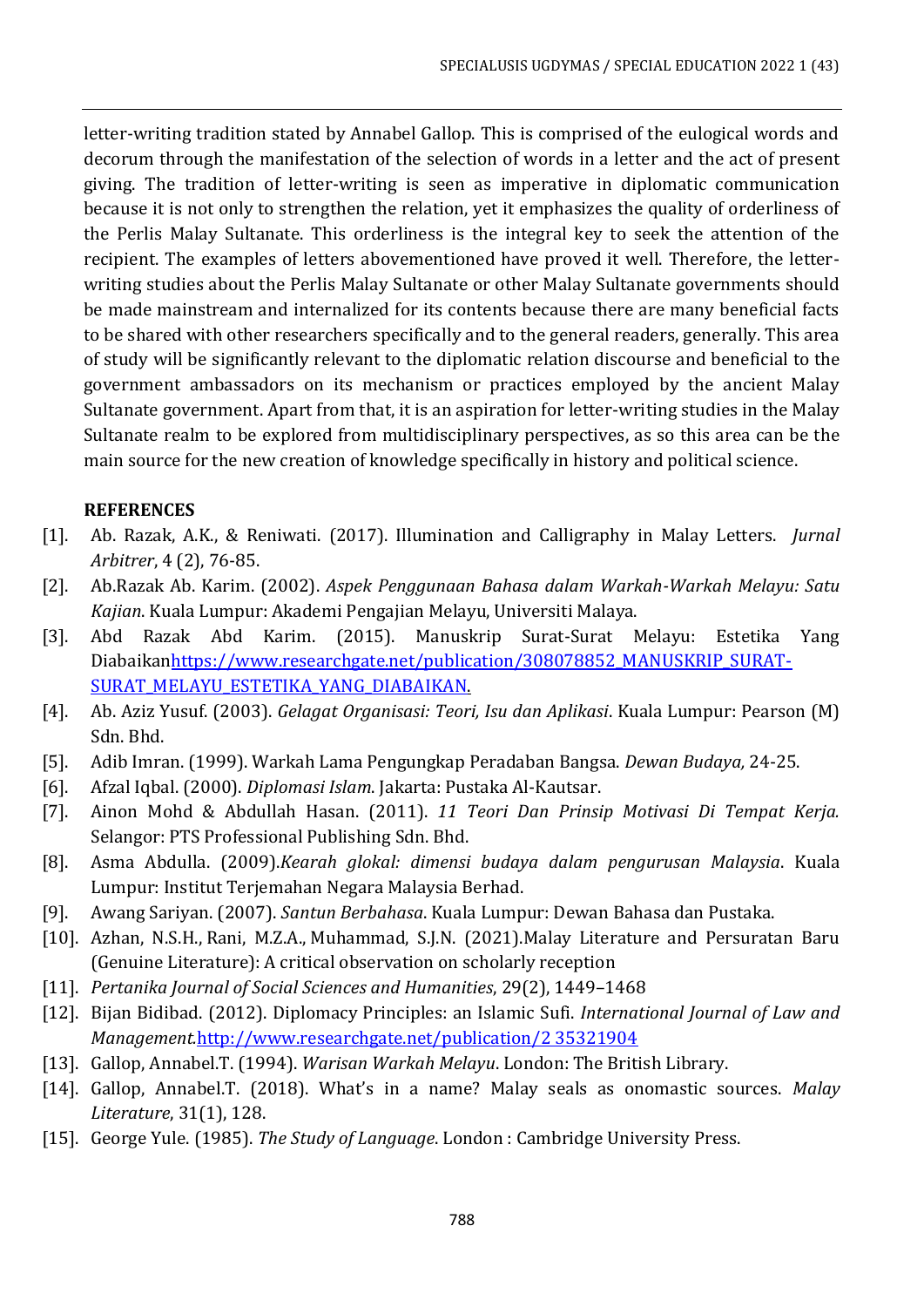letter-writing tradition stated by Annabel Gallop. This is comprised of the eulogical words and decorum through the manifestation of the selection of words in a letter and the act of present giving. The tradition of letter-writing is seen as imperative in diplomatic communication because it is not only to strengthen the relation, yet it emphasizes the quality of orderliness of the Perlis Malay Sultanate. This orderliness is the integral key to seek the attention of the recipient. The examples of letters abovementioned have proved it well. Therefore, the letter-writing studies about the Perlis Malay Sultanate or other Malay Sultanate governments should be made mainstream and internalized for its contents because there are many beneficial facts to be shared with other researchers specifically and to the general readers, generally. This area of study will be significantly relevant to the diplomatic relation discourse and beneficial to the government ambassadors on its mechanism or practices employed by the ancient Malay Sultanate government. Apart from that, it is an aspiration for letter-writing studies in the Malay Sultanate realm to be explored from multidisciplinary perspectives, as so this area can be the main source for the new creation of knowledge specifically in history and political science.

**REFERENCES**

[1]. Ab. Razak, A.K., & Reniwati. (2017). Illumination and Calligraphy in Malay Letters. *Jurnal Arbitrer*, 4 (2), 76-85.

[2]. Ab.Razak Ab. Karim. (2002). *Aspek Penggunaan Bahasa dalam Warkah-Warkah Melayu: Satu Kajian*. Kuala Lumpur: Akademi Pengajian Melayu, Universiti Malaya.

[3]. Abd Razak Abd Karim. (2015). Manuskrip Surat-Surat Melayu: Estetika Yang Diabaikanhttps://www.researchgate.net/publication/308078852_MANUSKRIP_SURAT-SURAT_MELAYU_ESTETIKA_YANG_DIABAIKAN.

[4]. Ab. Aziz Yusuf. (2003). *Gelagat Organisasi: Teori, Isu dan Aplikasi*. Kuala Lumpur: Pearson (M) Sdn. Bhd.

[5]. Adib Imran. (1999). Warkah Lama Pengungkap Peradaban Bangsa. *Dewan Budaya,* 24-25.

[6]. Afzal Iqbal. (2000). *Diplomasi Islam.* Jakarta: Pustaka Al-Kautsar.

[7]. Ainon Mohd & Abdullah Hasan. (2011). *11 Teori Dan Prinsip Motivasi Di Tempat Kerja.* Selangor: PTS Professional Publishing Sdn. Bhd.

[8]. Asma Abdulla. (2009).*Kearah glokal: dimensi budaya dalam pengurusan Malaysia*. Kuala Lumpur: Institut Terjemahan Negara Malaysia Berhad.

[9]. Awang Sariyan. (2007). *Santun Berbahasa*. Kuala Lumpur: Dewan Bahasa dan Pustaka.

[10]. Azhan, N.S.H., Rani, M.Z.A., Muhammad, S.J.N. (2021).Malay Literature and Persuratan Baru (Genuine Literature): A critical observation on scholarly reception

[11]. *Pertanika Journal of Social Sciences and Humanities*, 29(2), 1449–1468

[12]. Bijan Bidibad. (2012). Diplomacy Principles: an Islamic Sufi. *International Journal of Law and Management.*http://www.researchgate.net/publication/2 35321904

[13]. Gallop, Annabel.T. (1994). *Warisan Warkah Melayu*. London: The British Library.

[14]. Gallop, Annabel.T. (2018). What's in a name? Malay seals as onomastic sources. *Malay Literature*, 31(1), 128.

[15]. George Yule. (1985). *The Study of Language*. London : Cambridge University Press.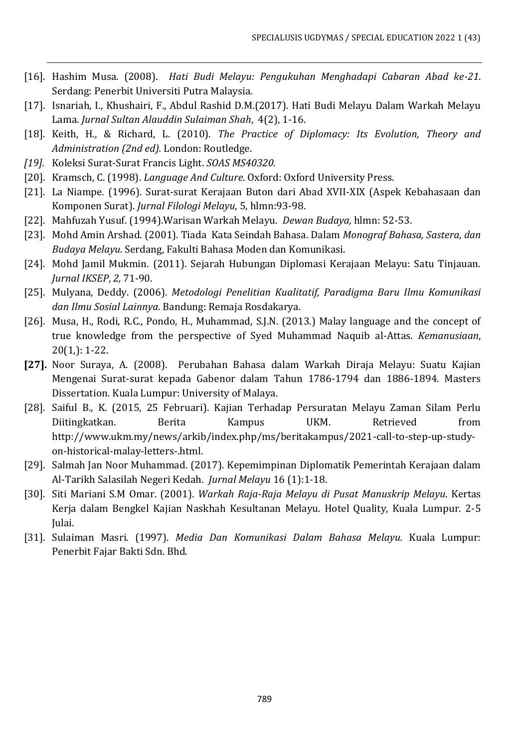[16]. Hashim Musa. (2008). *Hati Budi Melayu: Pengukuhan Menghadapi Cabaran Abad ke-21*. Serdang: Penerbit Universiti Putra Malaysia.

[17]. Isnariah, I., Khushairi, F., Abdul Rashid D.M.(2017). Hati Budi Melayu Dalam Warkah Melayu Lama. *Jurnal Sultan Alauddin Sulaiman Shah*, 4(2), 1-16.

[18]. Keith, H., & Richard, L. (2010). *The Practice of Diplomacy: Its Evolution, Theory and Administration (2nd ed).* London: Routledge.

*[19].* Koleksi Surat-Surat Francis Light. *SOAS MS40320.*

[20]. Kramsch, C. (1998). *Language And Culture*. Oxford: Oxford University Press.

[21]. La Niampe. (1996). Surat-surat Kerajaan Buton dari Abad XVII-XIX (Aspek Kebahasaan dan Komponen Surat). *Jurnal Filologi Melayu*, 5, hlmn:93-98.

[22]. Mahfuzah Yusuf. (1994).Warisan Warkah Melayu. *Dewan Budaya,* hlmn: 52-53.

[23]. Mohd Amin Arshad. (2001). Tiada Kata Seindah Bahasa. Dalam *Monograf Bahasa, Sastera, dan Budaya Melayu.* Serdang, Fakulti Bahasa Moden dan Komunikasi.

[24]. Mohd Jamil Mukmin. (2011). Sejarah Hubungan Diplomasi Kerajaan Melayu: Satu Tinjauan. *Jurnal IKSEP*, *2,* 71-90.

[25]. Mulyana, Deddy. (2006). *Metodologi Penelitian Kualitatif, Paradigma Baru Ilmu Komunikasi dan Ilmu Sosial Lainnya*. Bandung: Remaja Rosdakarya.

[26]. Musa, H., Rodi, R.C., Pondo, H., Muhammad, S.J.N. (2013.) Malay language and the concept of true knowledge from the perspective of Syed Muhammad Naquib al-Attas. *Kemanusiaan*, 20(1,): 1-22.

**[27].** Noor Suraya, A. (2008). Perubahan Bahasa dalam Warkah Diraja Melayu: Suatu Kajian Mengenai Surat-surat kepada Gabenor dalam Tahun 1786-1794 dan 1886-1894. Masters Dissertation. Kuala Lumpur: University of Malaya.

[28]. Saiful B., K. (2015, 25 Februari). Kajian Terhadap Persuratan Melayu Zaman Silam Perlu Diitingkatkan. Berita Kampus UKM. Retrieved from http://www.ukm.my/news/arkib/index.php/ms/beritakampus/2021-call-to-step-up-study-on-historical-malay-letters-.html.

[29]. Salmah Jan Noor Muhammad. (2017). Kepemimpinan Diplomatik Pemerintah Kerajaan dalam Al-Tarikh Salasilah Negeri Kedah. *Jurnal Melayu* 16 (1):1-18.

[30]. Siti Mariani S.M Omar. (2001). *Warkah Raja-Raja Melayu di Pusat Manuskrip Melayu*. Kertas Kerja dalam Bengkel Kajian Naskhah Kesultanan Melayu. Hotel Quality, Kuala Lumpur. 2-5 Julai.

[31]. Sulaiman Masri. (1997). *Media Dan Komunikasi Dalam Bahasa Melayu.* Kuala Lumpur: Penerbit Fajar Bakti Sdn. Bhd.